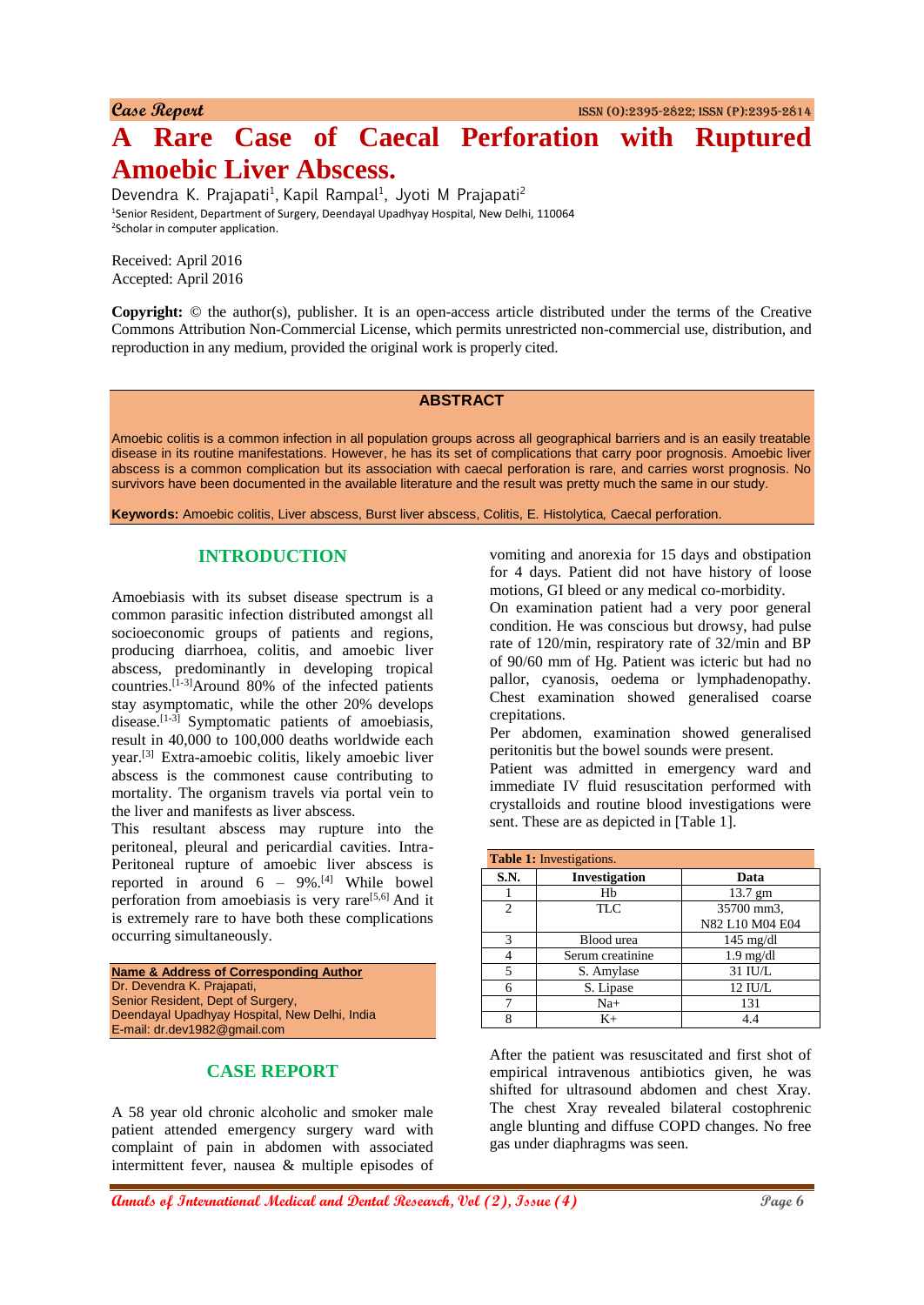Case Report

# A Rare Case of Caecal Perforation with Ruptured Amoebic Liver Abscess.

Devendra K. Prajapati[1], Kapil Rampal[1], Jyoti M Prajapati[2]

[1]Senior Resident, Department of Surgery, Deendayal Upadhyay Hospital, New Delhi, 110064
[2]Scholar in computer application.

Received: April 2016
Accepted: April 2016

**Copyright:** © the author(s), publisher. It is an open-access article distributed under the terms of the Creative Commons Attribution Non-Commercial License, which permits unrestricted non-commercial use, distribution, and reproduction in any medium, provided the original work is properly cited.

## ABSTRACT

Amoebic colitis is a common infection in all population groups across all geographical barriers and is an easily treatable disease in its routine manifestations. However, he has its set of complications that carry poor prognosis. Amoebic liver abscess is a common complication but its association with caecal perforation is rare, and carries worst prognosis. No survivors have been documented in the available literature and the result was pretty much the same in our study.

**Keywords:** Amoebic colitis, Liver abscess, Burst liver abscess, Colitis, E. Histolytica, Caecal perforation.

## INTRODUCTION

Amoebiasis with its subset disease spectrum is a common parasitic infection distributed amongst all socioeconomic groups of patients and regions, producing diarrhoea, colitis, and amoebic liver abscess, predominantly in developing tropical countries.[1-3]Around 80% of the infected patients stay asymptomatic, while the other 20% develops disease.[1-3] Symptomatic patients of amoebiasis, result in 40,000 to 100,000 deaths worldwide each year.[3] Extra-amoebic colitis, likely amoebic liver abscess is the commonest cause contributing to mortality. The organism travels via portal vein to the liver and manifests as liver abscess.

This resultant abscess may rupture into the peritoneal, pleural and pericardial cavities. Intra-Peritoneal rupture of amoebic liver abscess is reported in around 6 – 9%.[4] While bowel perforation from amoebiasis is very rare[5,6] And it is extremely rare to have both these complications occurring simultaneously.

**Name & Address of Corresponding Author**
Dr. Devendra K. Prajapati,
Senior Resident, Dept of Surgery,
Deendayal Upadhyay Hospital, New Delhi, India
E-mail: dr.dev1982@gmail.com

## CASE REPORT

A 58 year old chronic alcoholic and smoker male patient attended emergency surgery ward with complaint of pain in abdomen with associated intermittent fever, nausea & multiple episodes of vomiting and anorexia for 15 days and obstipation for 4 days. Patient did not have history of loose motions, GI bleed or any medical co-morbidity.

On examination patient had a very poor general condition. He was conscious but drowsy, had pulse rate of 120/min, respiratory rate of 32/min and BP of 90/60 mm of Hg. Patient was icteric but had no pallor, cyanosis, oedema or lymphadenopathy. Chest examination showed generalised coarse crepitations.

Per abdomen, examination showed generalised peritonitis but the bowel sounds were present.

Patient was admitted in emergency ward and immediate IV fluid resuscitation performed with crystalloids and routine blood investigations were sent. These are as depicted in [Table 1].

**Table 1:** Investigations.

| S.N. | Investigation | Data |
|---|---|---|
| 1 | Hb | 13.7 gm |
| 2 | TLC | 35700 mm3, N82 L10 M04 E04 |
| 3 | Blood urea | 145 mg/dl |
| 4 | Serum creatinine | 1.9 mg/dl |
| 5 | S. Amylase | 31 IU/L |
| 6 | S. Lipase | 12 IU/L |
| 7 | Na+ | 131 |
| 8 | K+ | 4.4 |

After the patient was resuscitated and first shot of empirical intravenous antibiotics given, he was shifted for ultrasound abdomen and chest Xray. The chest Xray revealed bilateral costophrenic angle blunting and diffuse COPD changes. No free gas under diaphragms was seen.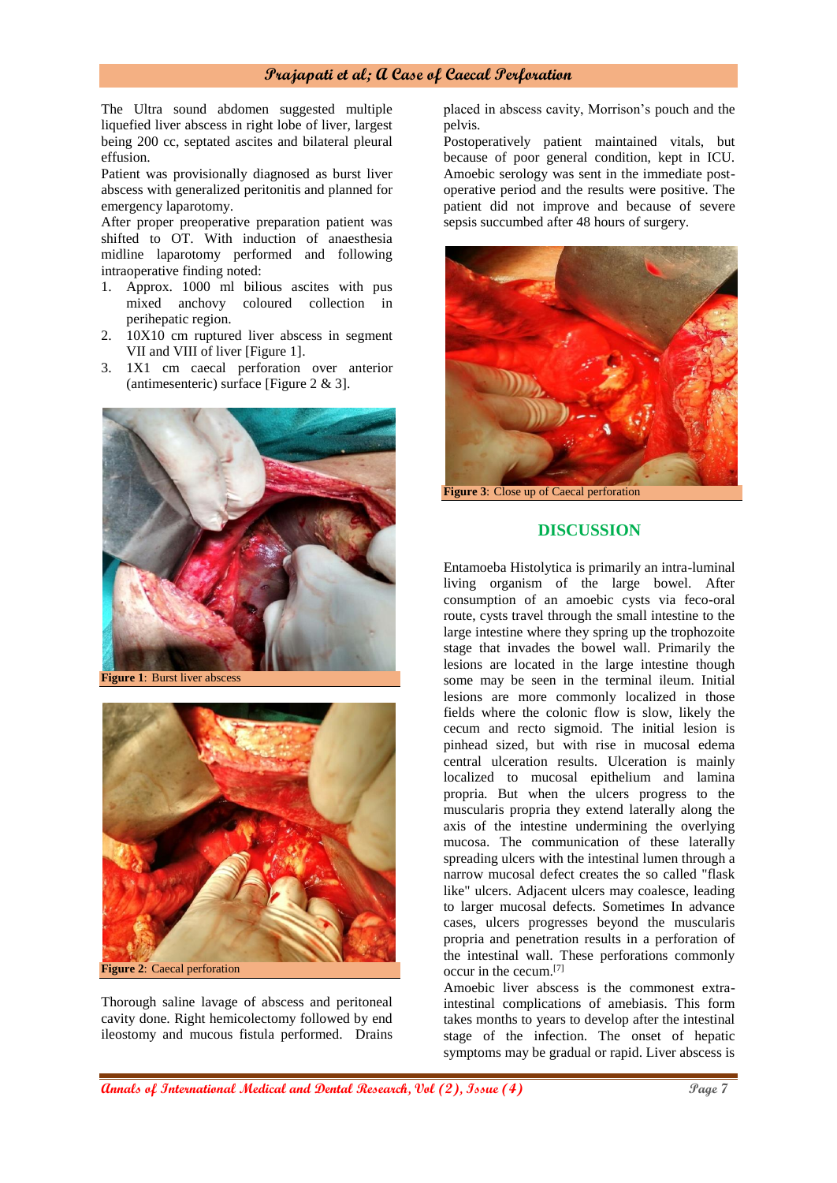The Ultra sound abdomen suggested multiple liquefied liver abscess in right lobe of liver, largest being 200 cc, septated ascites and bilateral pleural effusion.

Patient was provisionally diagnosed as burst liver abscess with generalized peritonitis and planned for emergency laparotomy.

After proper preoperative preparation patient was shifted to OT. With induction of anaesthesia midline laparotomy performed and following intraoperative finding noted:

1. Approx. 1000 ml bilious ascites with pus mixed anchovy coloured collection in perihepatic region.
2. 10X10 cm ruptured liver abscess in segment VII and VIII of liver [Figure 1].
3. 1X1 cm caecal perforation over anterior (antimesenteric) surface [Figure 2 & 3].

**Figure 1**: Burst liver abscess

**Figure 2**: Caecal perforation

Thorough saline lavage of abscess and peritoneal cavity done. Right hemicolectomy followed by end ileostomy and mucous fistula performed. Drains placed in abscess cavity, Morrison's pouch and the pelvis.

Postoperatively patient maintained vitals, but because of poor general condition, kept in ICU. Amoebic serology was sent in the immediate post-operative period and the results were positive. The patient did not improve and because of severe sepsis succumbed after 48 hours of surgery.

**Figure 3**: Close up of Caecal perforation

## DISCUSSION

Entamoeba Histolytica is primarily an intra-luminal living organism of the large bowel. After consumption of an amoebic cysts via feco-oral route, cysts travel through the small intestine to the large intestine where they spring up the trophozoite stage that invades the bowel wall. Primarily the lesions are located in the large intestine though some may be seen in the terminal ileum. Initial lesions are more commonly localized in those fields where the colonic flow is slow, likely the cecum and recto sigmoid. The initial lesion is pinhead sized, but with rise in mucosal edema central ulceration results. Ulceration is mainly localized to mucosal epithelium and lamina propria. But when the ulcers progress to the muscularis propria they extend laterally along the axis of the intestine undermining the overlying mucosa. The communication of these laterally spreading ulcers with the intestinal lumen through a narrow mucosal defect creates the so called "flask like" ulcers. Adjacent ulcers may coalesce, leading to larger mucosal defects. Sometimes In advance cases, ulcers progresses beyond the muscularis propria and penetration results in a perforation of the intestinal wall. These perforations commonly occur in the cecum.[7]

Amoebic liver abscess is the commonest extra-intestinal complications of amebiasis. This form takes months to years to develop after the intestinal stage of the infection. The onset of hepatic symptoms may be gradual or rapid. Liver abscess is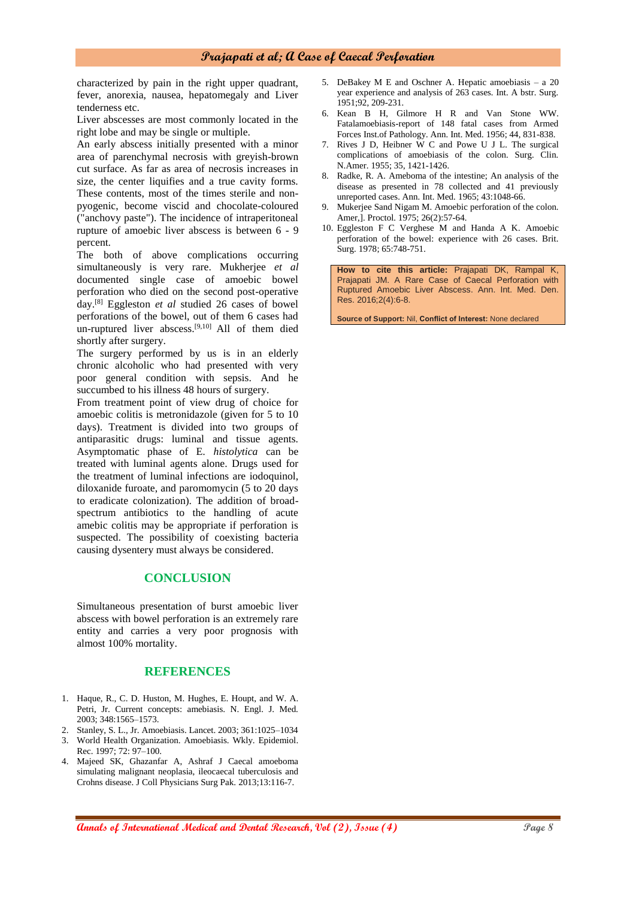characterized by pain in the right upper quadrant, fever, anorexia, nausea, hepatomegaly and Liver tenderness etc.

Liver abscesses are most commonly located in the right lobe and may be single or multiple.

An early abscess initially presented with a minor area of parenchymal necrosis with greyish-brown cut surface. As far as area of necrosis increases in size, the center liquifies and a true cavity forms. These contents, most of the times sterile and non-pyogenic, become viscid and chocolate-coloured ("anchovy paste"). The incidence of intraperitoneal rupture of amoebic liver abscess is between 6 - 9 percent.

The both of above complications occurring simultaneously is very rare. Mukherjee *et al* documented single case of amoebic bowel perforation who died on the second post-operative day.[8] Eggleston *et al* studied 26 cases of bowel perforations of the bowel, out of them 6 cases had un-ruptured liver abscess.[9,10] All of them died shortly after surgery.

The surgery performed by us is in an elderly chronic alcoholic who had presented with very poor general condition with sepsis. And he succumbed to his illness 48 hours of surgery.

From treatment point of view drug of choice for amoebic colitis is metronidazole (given for 5 to 10 days). Treatment is divided into two groups of antiparasitic drugs: luminal and tissue agents. Asymptomatic phase of E. *histolytica* can be treated with luminal agents alone. Drugs used for the treatment of luminal infections are iodoquinol, diloxanide furoate, and paromomycin (5 to 20 days to eradicate colonization). The addition of broad-spectrum antibiotics to the handling of acute amebic colitis may be appropriate if perforation is suspected. The possibility of coexisting bacteria causing dysentery must always be considered.

## CONCLUSION

Simultaneous presentation of burst amoebic liver abscess with bowel perforation is an extremely rare entity and carries a very poor prognosis with almost 100% mortality.

## REFERENCES

1. Haque, R., C. D. Huston, M. Hughes, E. Houpt, and W. A. Petri, Jr. Current concepts: amebiasis. N. Engl. J. Med. 2003; 348:1565–1573.
2. Stanley, S. L., Jr. Amoebiasis. Lancet. 2003; 361:1025–1034
3. World Health Organization. Amoebiasis. Wkly. Epidemiol. Rec. 1997; 72: 97–100.
4. Majeed SK, Ghazanfar A, Ashraf J Caecal amoeboma simulating malignant neoplasia, ileocaecal tuberculosis and Crohns disease. J Coll Physicians Surg Pak. 2013;13:116-7.
5. DeBakey M E and Oschner A. Hepatic amoebiasis – a 20 year experience and analysis of 263 cases. Int. A bstr. Surg. 1951;92, 209-231.
6. Kean B H, Gilmore H R and Van Stone WW. Fatalamoebiasis-report of 148 fatal cases from Armed Forces Inst.of Pathology. Ann. Int. Med. 1956; 44, 831-838.
7. Rives J D, Heibner W C and Powe U J L. The surgical complications of amoebiasis of the colon. Surg. Clin. N.Amer. 1955; 35, 1421-1426.
8. Radke, R. A. Ameboma of the intestine; An analysis of the disease as presented in 78 collected and 41 previously unreported cases. Ann. Int. Med. 1965; 43:1048-66.
9. Mukerjee Sand Nigam M. Amoebic perforation of the colon. Amer,]. Proctol. 1975; 26(2):57-64.
10. Eggleston F C Verghese M and Handa A K. Amoebic perforation of the bowel: experience with 26 cases. Brit. Surg. 1978; 65:748-751.

**How to cite this article:** Prajapati DK, Rampal K, Prajapati JM. A Rare Case of Caecal Perforation with Ruptured Amoebic Liver Abscess. Ann. Int. Med. Den. Res. 2016;2(4):6-8.

**Source of Support:** Nil, **Conflict of Interest:** None declared